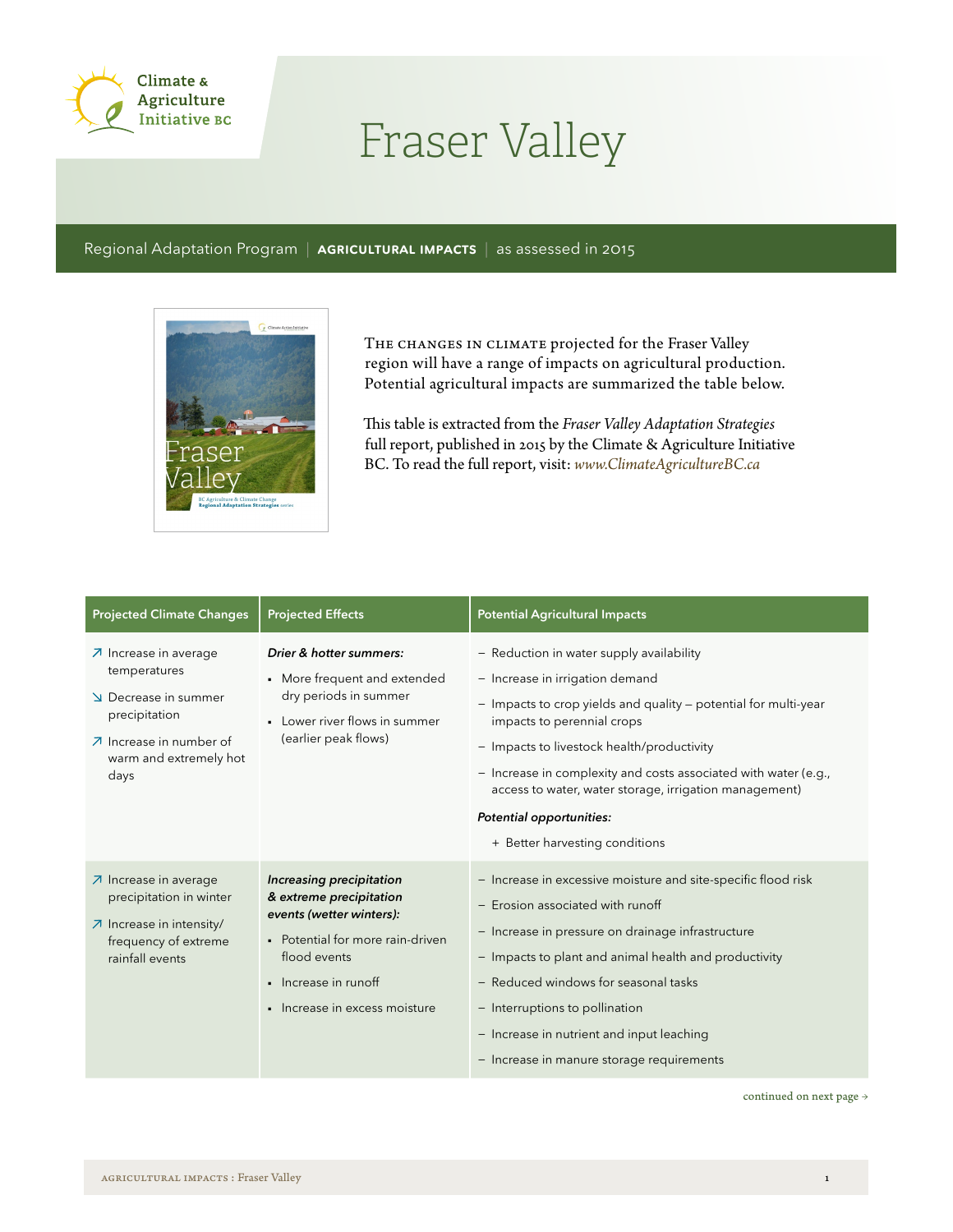Climate & Agriculture Initiative BC

# Fraser Valley

Regional Adaptation Program | **AGRICULTURAL IMPACTS** | as assessed in 2015

THE CHANGES IN CLIMATE projected for the Fraser Valley region will have a range of impacts on agricultural production. Potential agricultural impacts are summarized the table below.

This table is extracted from the *Fraser Valley Adaptation Strategies* full report, published in 2015 by the Climate & Agriculture Initiative BC. To read the full report, visit: *www.ClimateAgricultureBC.ca*

| Projected Climate Changes | Projected Effects | Potential Agricultural Impacts |
|---|---|---|
| ↗ Increase in average temperatures<br>↘ Decrease in summer precipitation<br>↗ Increase in number of warm and extremely hot days | ***Drier & hotter summers:***<br>▪ More frequent and extended dry periods in summer<br>▪ Lower river flows in summer (earlier peak flows) | – Reduction in water supply availability<br>– Increase in irrigation demand<br>– Impacts to crop yields and quality – potential for multi-year impacts to perennial crops<br>– Impacts to livestock health/productivity<br>– Increase in complexity and costs associated with water (e.g., access to water, water storage, irrigation management)<br>***Potential opportunities:***<br>+ Better harvesting conditions |
| ↗ Increase in average precipitation in winter<br>↗ Increase in intensity/ frequency of extreme rainfall events | ***Increasing precipitation & extreme precipitation events (wetter winters):***<br>▪ Potential for more rain-driven flood events<br>▪ Increase in runoff<br>▪ Increase in excess moisture | – Increase in excessive moisture and site-specific flood risk<br>– Erosion associated with runoff<br>– Increase in pressure on drainage infrastructure<br>– Impacts to plant and animal health and productivity<br>– Reduced windows for seasonal tasks<br>– Interruptions to pollination<br>– Increase in nutrient and input leaching<br>– Increase in manure storage requirements |

continued on next page →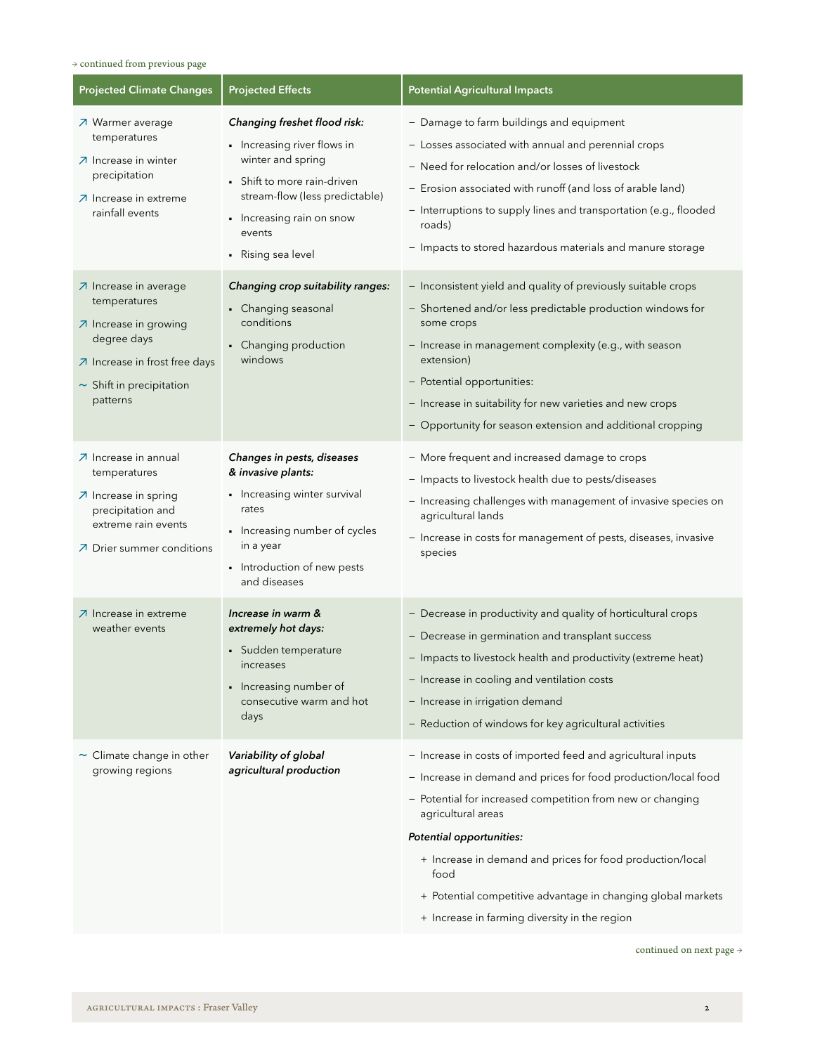→ continued from previous page

| Projected Climate Changes | Projected Effects | Potential Agricultural Impacts |
|---|---|---|
| ↗ Warmer average temperatures<br>↗ Increase in winter precipitation<br>↗ Increase in extreme rainfall events | ***Changing freshet flood risk:***<br>▪ Increasing river flows in winter and spring<br>▪ Shift to more rain-driven stream-flow (less predictable)<br>▪ Increasing rain on snow events<br>▪ Rising sea level | – Damage to farm buildings and equipment<br>– Losses associated with annual and perennial crops<br>– Need for relocation and/or losses of livestock<br>– Erosion associated with runoff (and loss of arable land)<br>– Interruptions to supply lines and transportation (e.g., flooded roads)<br>– Impacts to stored hazardous materials and manure storage |
| ↗ Increase in average temperatures<br>↗ Increase in growing degree days<br>↗ Increase in frost free days<br>~ Shift in precipitation patterns | ***Changing crop suitability ranges:***<br>▪ Changing seasonal conditions<br>▪ Changing production windows | – Inconsistent yield and quality of previously suitable crops<br>– Shortened and/or less predictable production windows for some crops<br>– Increase in management complexity (e.g., with season extension)<br>– Potential opportunities:<br>– Increase in suitability for new varieties and new crops<br>– Opportunity for season extension and additional cropping |
| ↗ Increase in annual temperatures<br>↗ Increase in spring precipitation and extreme rain events<br>↗ Drier summer conditions | ***Changes in pests, diseases & invasive plants:***<br>▪ Increasing winter survival rates<br>▪ Increasing number of cycles in a year<br>▪ Introduction of new pests and diseases | – More frequent and increased damage to crops<br>– Impacts to livestock health due to pests/diseases<br>– Increasing challenges with management of invasive species on agricultural lands<br>– Increase in costs for management of pests, diseases, invasive species |
| ↗ Increase in extreme weather events | ***Increase in warm & extremely hot days:***<br>▪ Sudden temperature increases<br>▪ Increasing number of consecutive warm and hot days | – Decrease in productivity and quality of horticultural crops<br>– Decrease in germination and transplant success<br>– Impacts to livestock health and productivity (extreme heat)<br>– Increase in cooling and ventilation costs<br>– Increase in irrigation demand<br>– Reduction of windows for key agricultural activities |
| ~ Climate change in other growing regions | ***Variability of global agricultural production*** | – Increase in costs of imported feed and agricultural inputs<br>– Increase in demand and prices for food production/local food<br>– Potential for increased competition from new or changing agricultural areas<br>***Potential opportunities:***<br>+ Increase in demand and prices for food production/local food<br>+ Potential competitive advantage in changing global markets<br>+ Increase in farming diversity in the region |

continued on next page →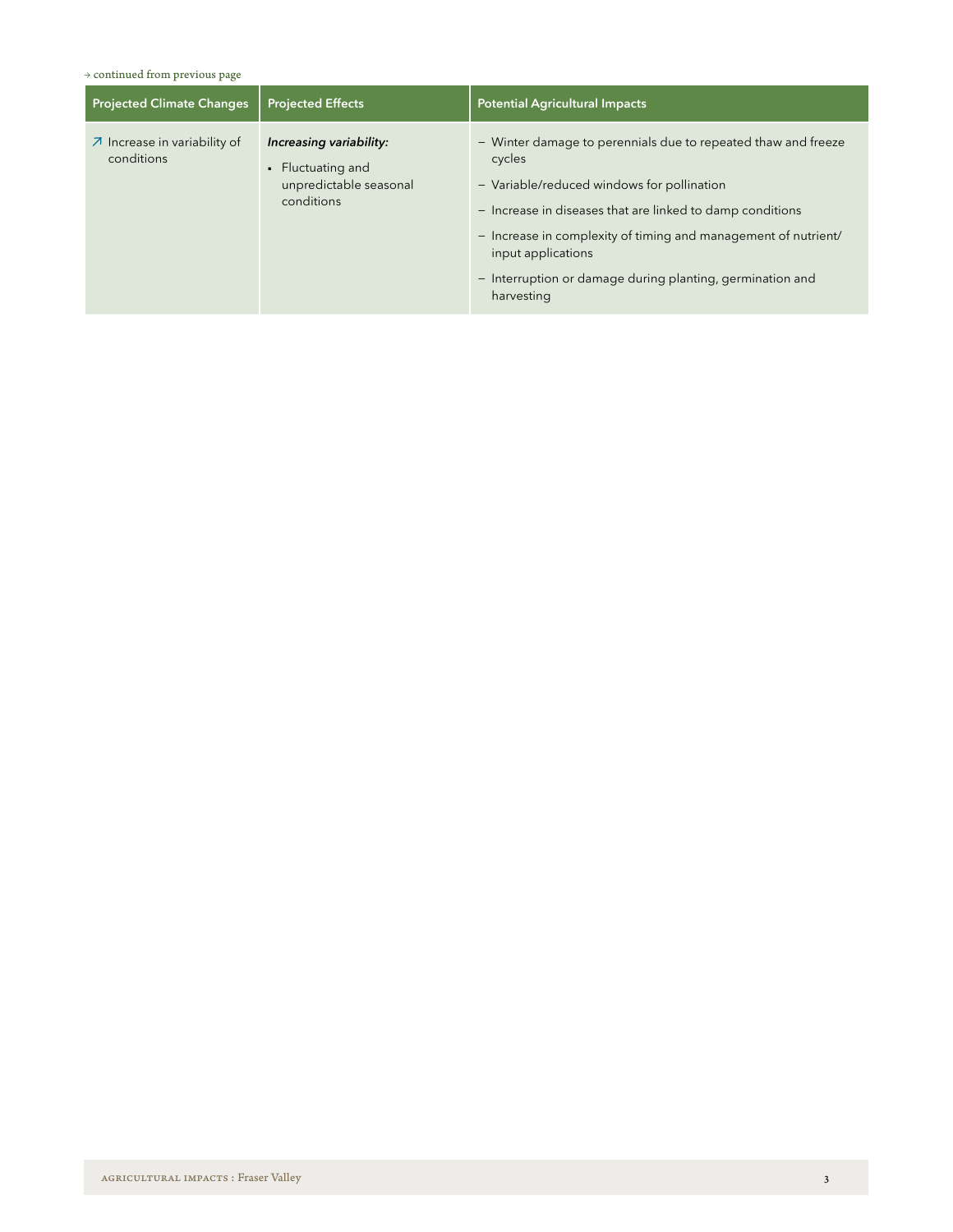→ continued from previous page

| Projected Climate Changes | Projected Effects | Potential Agricultural Impacts |
| --- | --- | --- |
| ↗ Increase in variability of conditions | ***Increasing variability:***<br>▪ Fluctuating and unpredictable seasonal conditions | – Winter damage to perennials due to repeated thaw and freeze cycles<br>– Variable/reduced windows for pollination<br>– Increase in diseases that are linked to damp conditions<br>– Increase in complexity of timing and management of nutrient/input applications<br>– Interruption or damage during planting, germination and harvesting |